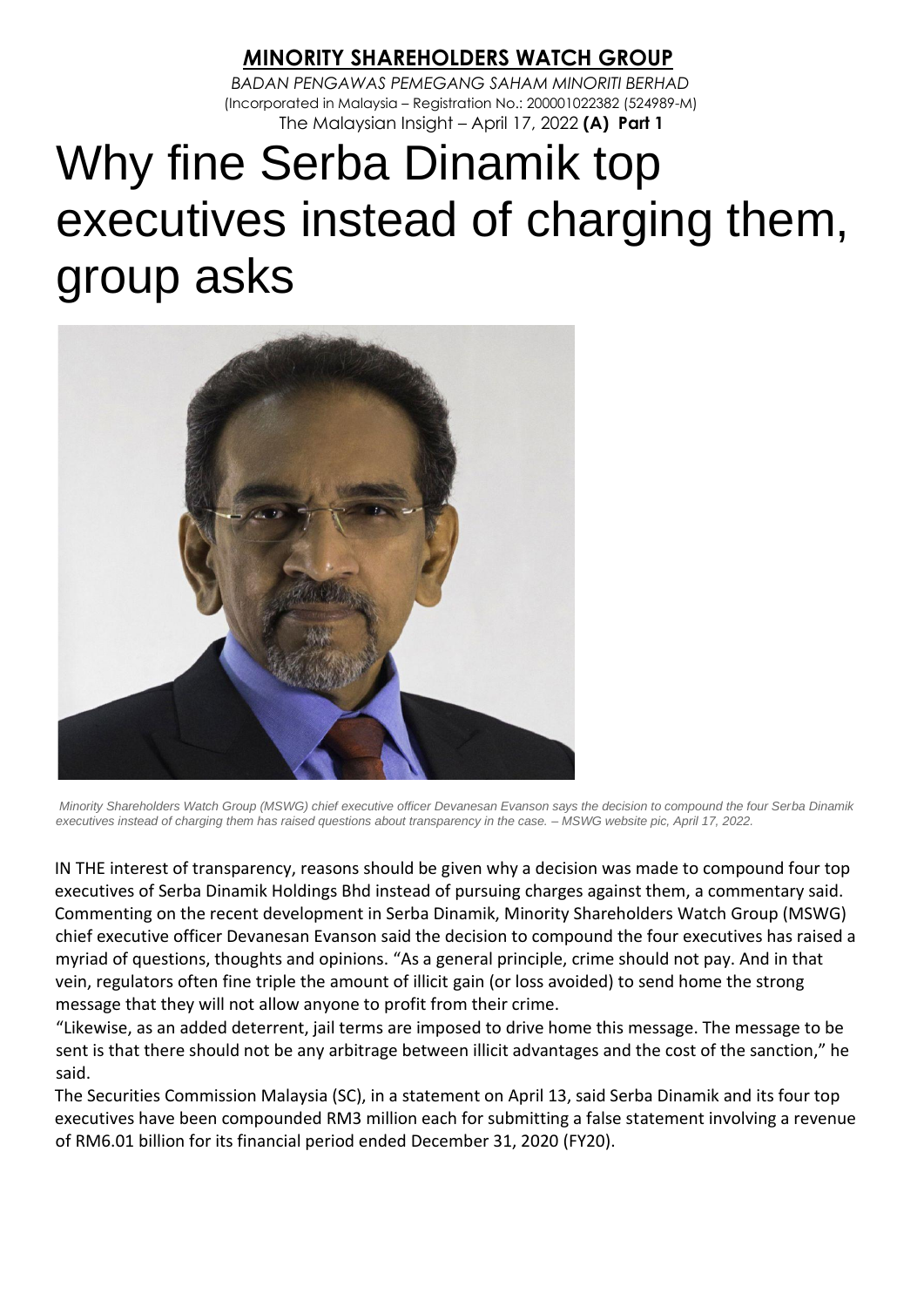**MINORITY SHAREHOLDERS WATCH GROUP**

*BADAN PENGAWAS PEMEGANG SAHAM MINORITI BERHAD*

(Incorporated in Malaysia – Registration No.: 200001022382 (524989-M)

The Malaysian Insight – April 17, 2022 **(A) Part 1**

# Why fine Serba Dinamik top executives instead of charging them, group asks

*Minority Shareholders Watch Group (MSWG) chief executive officer Devanesan Evanson says the decision to compound the four Serba Dinamik executives instead of charging them has raised questions about transparency in the case. – MSWG website pic, April 17, 2022.*

IN THE interest of transparency, reasons should be given why a decision was made to compound four top executives of Serba Dinamik Holdings Bhd instead of pursuing charges against them, a commentary said. Commenting on the recent development in Serba Dinamik, Minority Shareholders Watch Group (MSWG) chief executive officer Devanesan Evanson said the decision to compound the four executives has raised a myriad of questions, thoughts and opinions. "As a general principle, crime should not pay. And in that vein, regulators often fine triple the amount of illicit gain (or loss avoided) to send home the strong message that they will not allow anyone to profit from their crime.

"Likewise, as an added deterrent, jail terms are imposed to drive home this message. The message to be sent is that there should not be any arbitrage between illicit advantages and the cost of the sanction," he said.

The Securities Commission Malaysia (SC), in a statement on April 13, said Serba Dinamik and its four top executives have been compounded RM3 million each for submitting a false statement involving a revenue of RM6.01 billion for its financial period ended December 31, 2020 (FY20).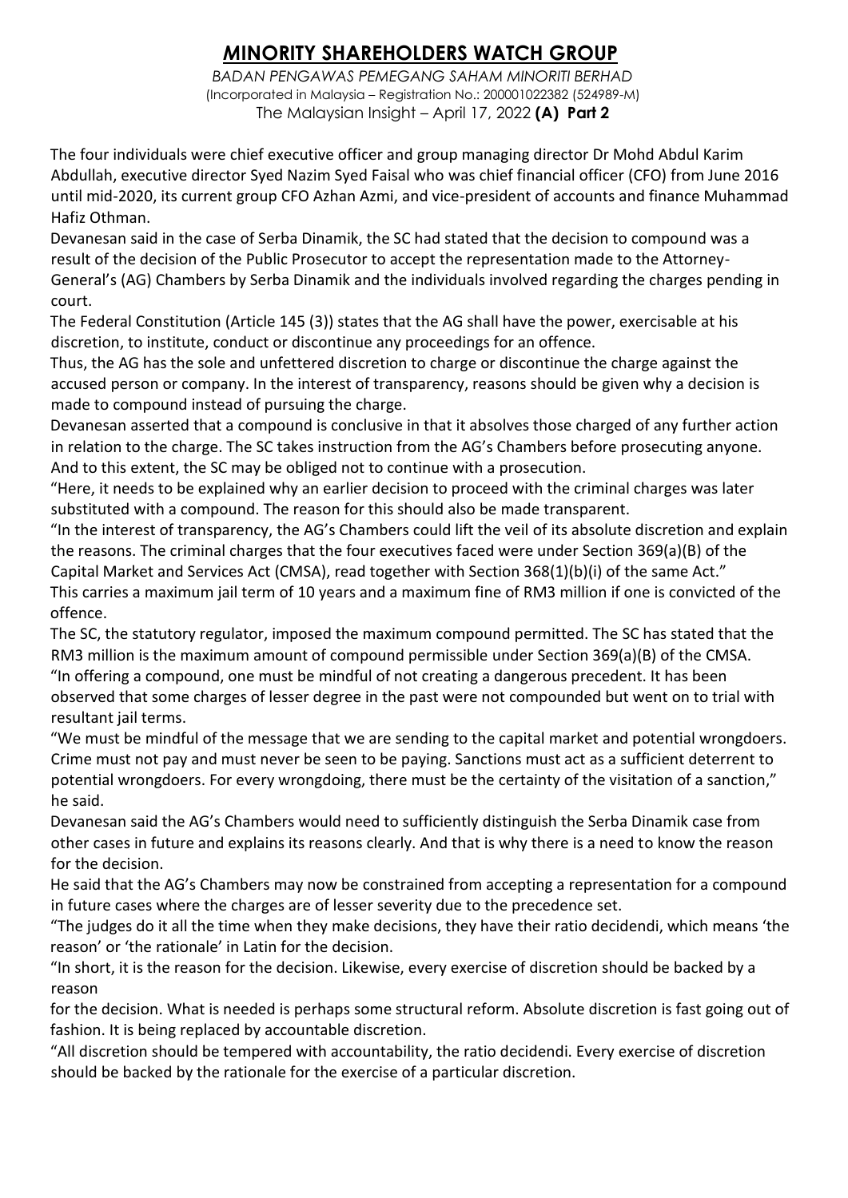# MINORITY SHAREHOLDERS WATCH GROUP

*BADAN PENGAWAS PEMEGANG SAHAM MINORITI BERHAD*
(Incorporated in Malaysia – Registration No.: 200001022382 (524989-M)
The Malaysian Insight – April 17, 2022 **(A) Part 2**

The four individuals were chief executive officer and group managing director Dr Mohd Abdul Karim Abdullah, executive director Syed Nazim Syed Faisal who was chief financial officer (CFO) from June 2016 until mid-2020, its current group CFO Azhan Azmi, and vice-president of accounts and finance Muhammad Hafiz Othman.

Devanesan said in the case of Serba Dinamik, the SC had stated that the decision to compound was a result of the decision of the Public Prosecutor to accept the representation made to the Attorney-General's (AG) Chambers by Serba Dinamik and the individuals involved regarding the charges pending in court.

The Federal Constitution (Article 145 (3)) states that the AG shall have the power, exercisable at his discretion, to institute, conduct or discontinue any proceedings for an offence.

Thus, the AG has the sole and unfettered discretion to charge or discontinue the charge against the accused person or company. In the interest of transparency, reasons should be given why a decision is made to compound instead of pursuing the charge.

Devanesan asserted that a compound is conclusive in that it absolves those charged of any further action in relation to the charge. The SC takes instruction from the AG's Chambers before prosecuting anyone. And to this extent, the SC may be obliged not to continue with a prosecution.

"Here, it needs to be explained why an earlier decision to proceed with the criminal charges was later substituted with a compound. The reason for this should also be made transparent.

"In the interest of transparency, the AG's Chambers could lift the veil of its absolute discretion and explain the reasons. The criminal charges that the four executives faced were under Section 369(a)(B) of the Capital Market and Services Act (CMSA), read together with Section 368(1)(b)(i) of the same Act."

This carries a maximum jail term of 10 years and a maximum fine of RM3 million if one is convicted of the offence.

The SC, the statutory regulator, imposed the maximum compound permitted. The SC has stated that the RM3 million is the maximum amount of compound permissible under Section 369(a)(B) of the CMSA.

"In offering a compound, one must be mindful of not creating a dangerous precedent. It has been observed that some charges of lesser degree in the past were not compounded but went on to trial with resultant jail terms.

"We must be mindful of the message that we are sending to the capital market and potential wrongdoers. Crime must not pay and must never be seen to be paying. Sanctions must act as a sufficient deterrent to potential wrongdoers. For every wrongdoing, there must be the certainty of the visitation of a sanction," he said.

Devanesan said the AG's Chambers would need to sufficiently distinguish the Serba Dinamik case from other cases in future and explains its reasons clearly. And that is why there is a need to know the reason for the decision.

He said that the AG's Chambers may now be constrained from accepting a representation for a compound in future cases where the charges are of lesser severity due to the precedence set.

"The judges do it all the time when they make decisions, they have their ratio decidendi, which means 'the reason' or 'the rationale' in Latin for the decision.

"In short, it is the reason for the decision. Likewise, every exercise of discretion should be backed by a reason for the decision. What is needed is perhaps some structural reform. Absolute discretion is fast going out of fashion. It is being replaced by accountable discretion.

"All discretion should be tempered with accountability, the ratio decidendi. Every exercise of discretion should be backed by the rationale for the exercise of a particular discretion.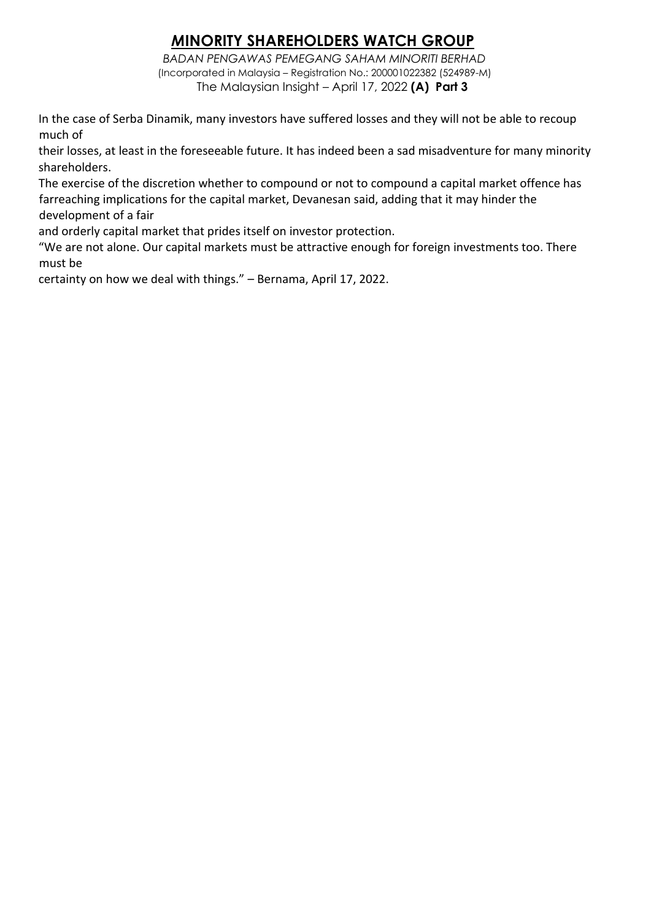In the case of Serba Dinamik, many investors have suffered losses and they will not be able to recoup much of their losses, at least in the foreseeable future. It has indeed been a sad misadventure for many minority shareholders.

The exercise of the discretion whether to compound or not to compound a capital market offence has farreaching implications for the capital market, Devanesan said, adding that it may hinder the development of a fair and orderly capital market that prides itself on investor protection.

"We are not alone. Our capital markets must be attractive enough for foreign investments too. There must be certainty on how we deal with things." – Bernama, April 17, 2022.